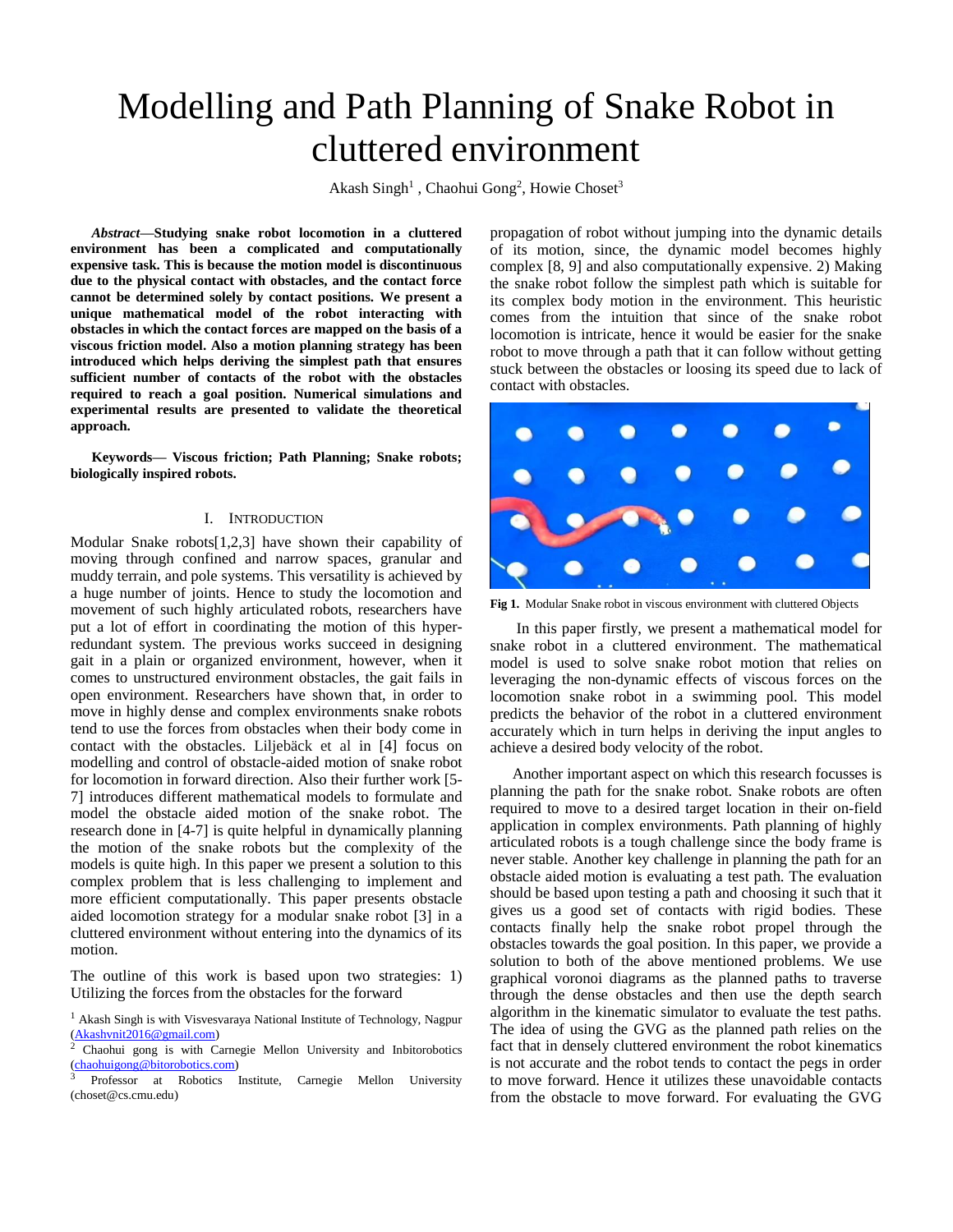# Modelling and Path Planning of Snake Robot in cluttered environment

Akash Singh[1], Chaohui Gong[2], Howie Choset[3]

***Abstract*—Studying snake robot locomotion in a cluttered environment has been a complicated and computationally expensive task. This is because the motion model is discontinuous due to the physical contact with obstacles, and the contact force cannot be determined solely by contact positions. We present a unique mathematical model of the robot interacting with obstacles in which the contact forces are mapped on the basis of a viscous friction model. Also a motion planning strategy has been introduced which helps deriving the simplest path that ensures sufficient number of contacts of the robot with the obstacles required to reach a goal position. Numerical simulations and experimental results are presented to validate the theoretical approach.**

**Keywords— Viscous friction; Path Planning; Snake robots; biologically inspired robots.**

## I. Introduction

Modular Snake robots[1,2,3] have shown their capability of moving through confined and narrow spaces, granular and muddy terrain, and pole systems. This versatility is achieved by a huge number of joints. Hence to study the locomotion and movement of such highly articulated robots, researchers have put a lot of effort in coordinating the motion of this hyper-redundant system. The previous works succeed in designing gait in a plain or organized environment, however, when it comes to unstructured environment obstacles, the gait fails in open environment. Researchers have shown that, in order to move in highly dense and complex environments snake robots tend to use the forces from obstacles when their body come in contact with the obstacles. Liljebäck et al in [4] focus on modelling and control of obstacle-aided motion of snake robot for locomotion in forward direction. Also their further work [5-7] introduces different mathematical models to formulate and model the obstacle aided motion of the snake robot. The research done in [4-7] is quite helpful in dynamically planning the motion of the snake robots but the complexity of the models is quite high. In this paper we present a solution to this complex problem that is less challenging to implement and more efficient computationally. This paper presents obstacle aided locomotion strategy for a modular snake robot [3] in a cluttered environment without entering into the dynamics of its motion.

The outline of this work is based upon two strategies: 1) Utilizing the forces from the obstacles for the forward propagation of robot without jumping into the dynamic details of its motion, since, the dynamic model becomes highly complex [8, 9] and also computationally expensive. 2) Making the snake robot follow the simplest path which is suitable for its complex body motion in the environment. This heuristic comes from the intuition that since of the snake robot locomotion is intricate, hence it would be easier for the snake robot to move through a path that it can follow without getting stuck between the obstacles or loosing its speed due to lack of contact with obstacles.

**Fig 1.** Modular Snake robot in viscous environment with cluttered Objects

In this paper firstly, we present a mathematical model for snake robot in a cluttered environment. The mathematical model is used to solve snake robot motion that relies on leveraging the non-dynamic effects of viscous forces on the locomotion snake robot in a swimming pool. This model predicts the behavior of the robot in a cluttered environment accurately which in turn helps in deriving the input angles to achieve a desired body velocity of the robot.

Another important aspect on which this research focusses is planning the path for the snake robot. Snake robots are often required to move to a desired target location in their on-field application in complex environments. Path planning of highly articulated robots is a tough challenge since the body frame is never stable. Another key challenge in planning the path for an obstacle aided motion is evaluating a test path. The evaluation should be based upon testing a path and choosing it such that it gives us a good set of contacts with rigid bodies. These contacts finally help the snake robot propel through the obstacles towards the goal position. In this paper, we provide a solution to both of the above mentioned problems. We use graphical voronoi diagrams as the planned paths to traverse through the dense obstacles and then use the depth search algorithm in the kinematic simulator to evaluate the test paths. The idea of using the GVG as the planned path relies on the fact that in densely cluttered environment the robot kinematics is not accurate and the robot tends to contact the pegs in order to move forward. Hence it utilizes these unavoidable contacts from the obstacle to move forward. For evaluating the GVG

---

[1] Akash Singh is with Visvesvaraya National Institute of Technology, Nagpur (Akashvnit2016@gmail.com)

[2] Chaohui gong is with Carnegie Mellon University and Inbitorobotics (chaohuigong@bitorobotics.com)

[3] Professor at Robotics Institute, Carnegie Mellon University (choset@cs.cmu.edu)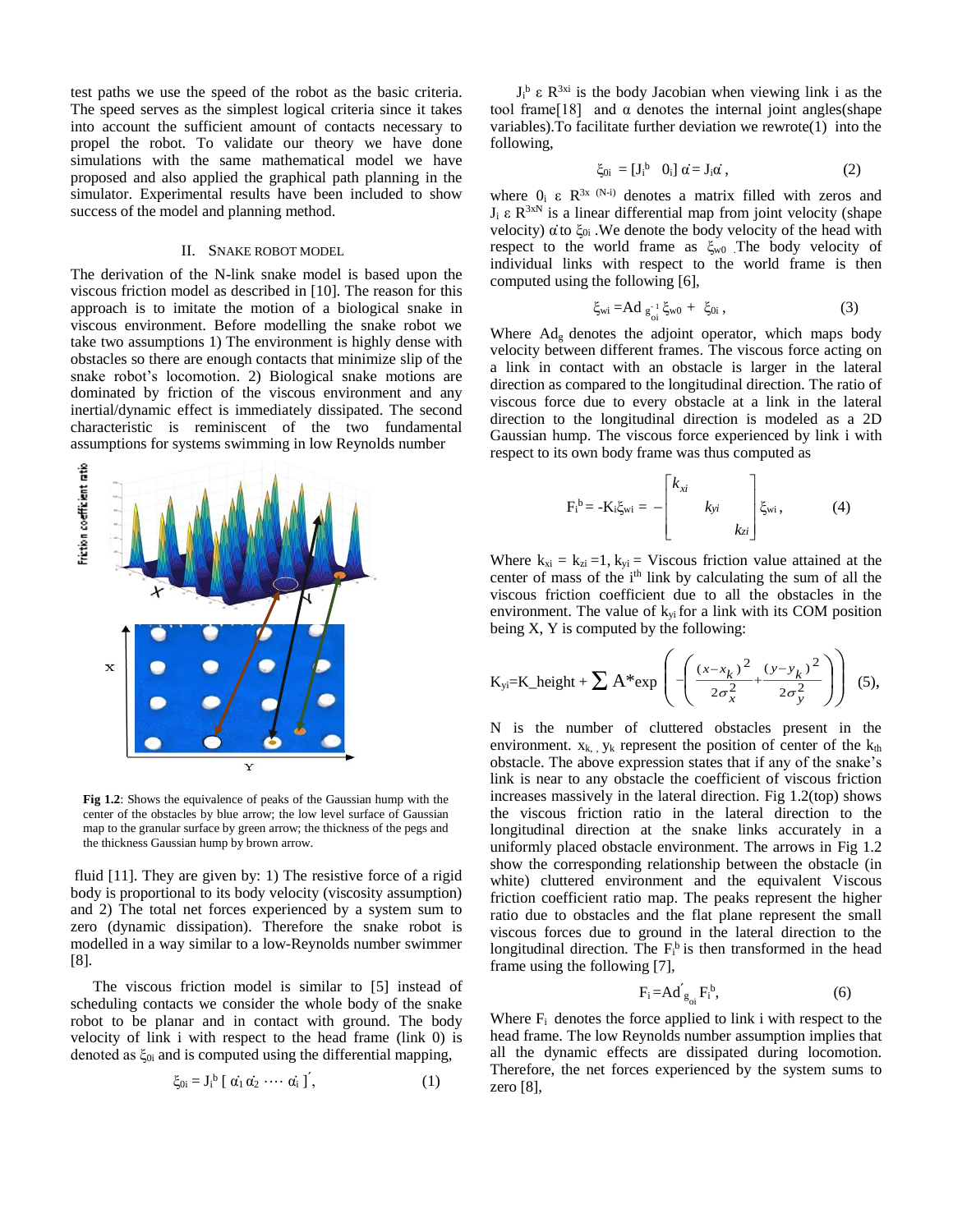test paths we use the speed of the robot as the basic criteria. The speed serves as the simplest logical criteria since it takes into account the sufficient amount of contacts necessary to propel the robot. To validate our theory we have done simulations with the same mathematical model we have proposed and also applied the graphical path planning in the simulator. Experimental results have been included to show success of the model and planning method.

## II. Snake Robot Model

The derivation of the N-link snake model is based upon the viscous friction model as described in [10]. The reason for this approach is to imitate the motion of a biological snake in viscous environment. Before modelling the snake robot we take two assumptions 1) The environment is highly dense with obstacles so there are enough contacts that minimize slip of the snake robot's locomotion. 2) Biological snake motions are dominated by friction of the viscous environment and any inertial/dynamic effect is immediately dissipated. The second characteristic is reminiscent of the two fundamental assumptions for systems swimming in low Reynolds number fluid [11]. They are given by: 1) The resistive force of a rigid body is proportional to its body velocity (viscosity assumption) and 2) The total net forces experienced by a system sum to zero (dynamic dissipation). Therefore the snake robot is modelled in a way similar to a low-Reynolds number swimmer [8].

**Fig 1.2**: Shows the equivalence of peaks of the Gaussian hump with the center of the obstacles by blue arrow; the low level surface of Gaussian map to the granular surface by green arrow; the thickness of the pegs and the thickness Gaussian hump by brown arrow.

The viscous friction model is similar to [5] instead of scheduling contacts we consider the whole body of the snake robot to be planar and in contact with ground. The body velocity of link i with respect to the head frame (link 0) is denoted as $\xi_{0i}$ and is computed using the differential mapping,

$$\xi_{0i} = J_i^b \, [\, \dot{\alpha}_1 \, \dot{\alpha}_2 \cdots \dot{\alpha}_i \,]', \tag{1}$$

$J_i^b \in R^{3xi}$ is the body Jacobian when viewing link i as the tool frame[18] and $\alpha$ denotes the internal joint angles(shape variables).To facilitate further deviation we rewrote(1) into the following,

$$\xi_{0i} = [J_i^b \quad 0_i]\, \dot{\alpha} = J_i \dot{\alpha}, \tag{2}$$

where $0_i \in R^{3x\,(N-i)}$ denotes a matrix filled with zeros and $J_i \in R^{3xN}$ is a linear differential map from joint velocity (shape velocity) $\dot{\alpha}$ to $\xi_{0i}$ .We denote the body velocity of the head with respect to the world frame as $\xi_{w0}$ .The body velocity of individual links with respect to the world frame is then computed using the following [6],

$$\xi_{wi} = Ad_{g_{oi}^{-1}} \xi_{w0} + \xi_{0i}, \tag{3}$$

Where $Ad_g$ denotes the adjoint operator, which maps body velocity between different frames. The viscous force acting on a link in contact with an obstacle is larger in the lateral direction as compared to the longitudinal direction. The ratio of viscous force due to every obstacle at a link in the lateral direction to the longitudinal direction is modeled as a 2D Gaussian hump. The viscous force experienced by link i with respect to its own body frame was thus computed as

$$F_i^b = -K_i \xi_{wi} = -\begin{bmatrix} k_{xi} & & \\ & k_{yi} & \\ & & k_{zi} \end{bmatrix} \xi_{wi}, \tag{4}$$

Where $k_{xi} = k_{zi} = 1$, $k_{yi}$ = Viscous friction value attained at the center of mass of the i[th] link by calculating the sum of all the viscous friction coefficient due to all the obstacles in the environment. The value of $k_{yi}$ for a link with its COM position being X, Y is computed by the following:

$$K_{yi} = K\_height + \sum A * \exp\left( -\left( \frac{(x - x_k)^2}{2\sigma_x^2} + \frac{(y - y_k)^2}{2\sigma_y^2} \right) \right) \tag{5}$$

N is the number of cluttered obstacles present in the environment. $x_k$, $y_k$ represent the position of center of the $k_{th}$ obstacle. The above expression states that if any of the snake's link is near to any obstacle the coefficient of viscous friction increases massively in the lateral direction. Fig 1.2(top) shows the viscous friction ratio in the lateral direction to the longitudinal direction at the snake links accurately in a uniformly placed obstacle environment. The arrows in Fig 1.2 show the corresponding relationship between the obstacle (in white) cluttered environment and the equivalent Viscous friction coefficient ratio map. The peaks represent the higher ratio due to obstacles and the flat plane represent the small viscous forces due to ground in the lateral direction to the longitudinal direction. The $F_i^b$ is then transformed in the head frame using the following [7],

$$F_i = Ad'_{g_{oi}} F_i^b, \tag{6}$$

Where $F_i$ denotes the force applied to link i with respect to the head frame. The low Reynolds number assumption implies that all the dynamic effects are dissipated during locomotion. Therefore, the net forces experienced by the system sums to zero [8],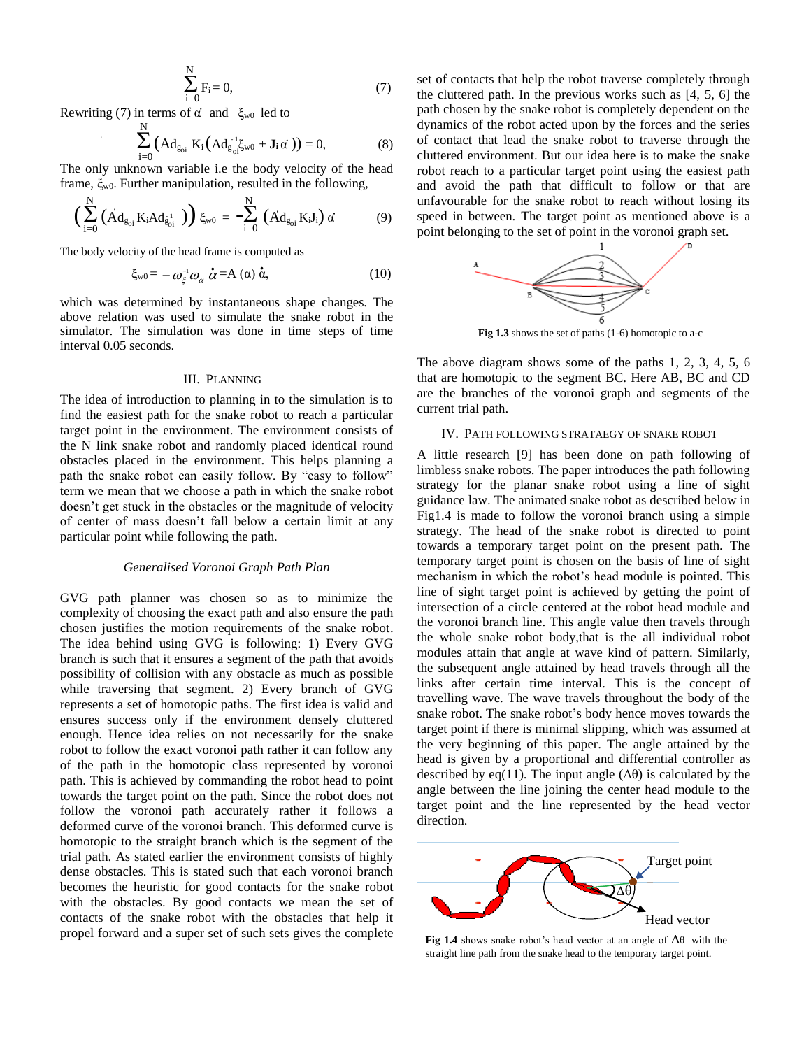$$\sum_{i=0}^{N} F_i = 0, \tag{7}$$

Rewriting (7) in terms of $\dot{\alpha}$ and $\xi_{w0}$ led to

$$\sum_{i=0}^{N} \left(\mathrm{Ad}_{g_{oi}} K_i \left(\mathrm{Ad}_{g_{oi}}^{-1} \xi_{w0} + \mathbf{J}_i \dot{\alpha}\right)\right) = 0, \tag{8}$$

The only unknown variable i.e the body velocity of the head frame, $\xi_{w0}$. Further manipulation, resulted in the following,

$$\left(\sum_{i=0}^{N} \left(\mathrm{Ad}_{g_{oi}} K_i \mathrm{Ad}_{g_{oi}}^{-1}\right)\right) \xi_{w0} = -\sum_{i=0}^{N} \left(\mathrm{Ad}_{g_{oi}} K_i J_i\right) \dot{\alpha} \tag{9}$$

The body velocity of the head frame is computed as

$$\xi_{w0} = -\omega_{\xi}^{-1} \omega_{\alpha} \dot{\alpha} = A(\alpha)\, \dot{\alpha}, \tag{10}$$

which was determined by instantaneous shape changes. The above relation was used to simulate the snake robot in the simulator. The simulation was done in time steps of time interval 0.05 seconds.

## III. Planning

The idea of introduction to planning in to the simulation is to find the easiest path for the snake robot to reach a particular target point in the environment. The environment consists of the N link snake robot and randomly placed identical round obstacles placed in the environment. This helps planning a path the snake robot can easily follow. By "easy to follow" term we mean that we choose a path in which the snake robot doesn't get stuck in the obstacles or the magnitude of velocity of center of mass doesn't fall below a certain limit at any particular point while following the path.

### *Generalised Voronoi Graph Path Plan*

GVG path planner was chosen so as to minimize the complexity of choosing the exact path and also ensure the path chosen justifies the motion requirements of the snake robot. The idea behind using GVG is following: 1) Every GVG branch is such that it ensures a segment of the path that avoids possibility of collision with any obstacle as much as possible while traversing that segment. 2) Every branch of GVG represents a set of homotopic paths. The first idea is valid and ensures success only if the environment densely cluttered enough. Hence idea relies on not necessarily for the snake robot to follow the exact voronoi path rather it can follow any of the path in the homotopic class represented by voronoi path. This is achieved by commanding the robot head to point towards the target point on the path. Since the robot does not follow the voronoi path accurately rather it follows a deformed curve of the voronoi branch. This deformed curve is homotopic to the straight branch which is the segment of the trial path. As stated earlier the environment consists of highly dense obstacles. This is stated such that each voronoi branch becomes the heuristic for good contacts for the snake robot with the obstacles. By good contacts we mean the set of contacts of the snake robot with the obstacles that help it propel forward and a super set of such sets gives the complete set of contacts that help the robot traverse completely through the cluttered path. In the previous works such as [4, 5, 6] the path chosen by the snake robot is completely dependent on the dynamics of the robot acted upon by the forces and the series of contact that lead the snake robot to traverse through the cluttered environment. But our idea here is to make the snake robot reach to a particular target point using the easiest path and avoid the path that difficult to follow or that are unfavourable for the snake robot to reach without losing its speed in between. The target point as mentioned above is a point belonging to the set of point in the voronoi graph set.

**Fig 1.3** shows the set of paths (1-6) homotopic to a-c

The above diagram shows some of the paths 1, 2, 3, 4, 5, 6 that are homotopic to the segment BC. Here AB, BC and CD are the branches of the voronoi graph and segments of the current trial path.

## IV. Path following strataegy of snake robot

A little research [9] has been done on path following of limbless snake robots. The paper introduces the path following strategy for the planar snake robot using a line of sight guidance law. The animated snake robot as described below in Fig1.4 is made to follow the voronoi branch using a simple strategy. The head of the snake robot is directed to point towards a temporary target point on the present path. The temporary target point is chosen on the basis of line of sight mechanism in which the robot's head module is pointed. This line of sight target point is achieved by getting the point of intersection of a circle centered at the robot head module and the voronoi branch line. This angle value then travels through the whole snake robot body,that is the all individual robot modules attain that angle at wave kind of pattern. Similarly, the subsequent angle attained by head travels through all the links after certain time interval. This is the concept of travelling wave. The wave travels throughout the body of the snake robot. The snake robot's body hence moves towards the target point if there is minimal slipping, which was assumed at the very beginning of this paper. The angle attained by the head is given by a proportional and differential controller as described by eq(11). The input angle ($\Delta\theta$) is calculated by the angle between the line joining the center head module to the target point and the line represented by the head vector direction.

**Fig 1.4** shows snake robot's head vector at an angle of $\Delta\theta$ with the straight line path from the snake head to the temporary target point.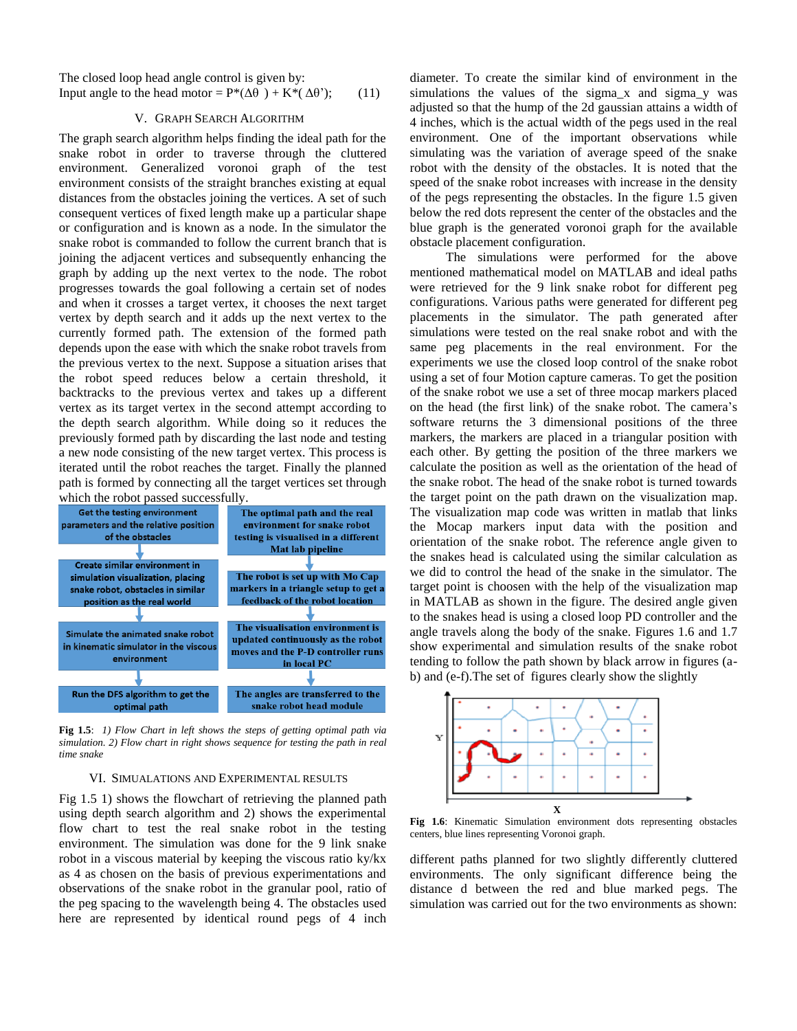The closed loop head angle control is given by:
Input angle to the head motor = P*(Δθ ) + K*( Δθ');  (11)

## V. Graph Search Algorithm

The graph search algorithm helps finding the ideal path for the snake robot in order to traverse through the cluttered environment. Generalized voronoi graph of the test environment consists of the straight branches existing at equal distances from the obstacles joining the vertices. A set of such consequent vertices of fixed length make up a particular shape or configuration and is known as a node. In the simulator the snake robot is commanded to follow the current branch that is joining the adjacent vertices and subsequently enhancing the graph by adding up the next vertex to the node. The robot progresses towards the goal following a certain set of nodes and when it crosses a target vertex, it chooses the next target vertex by depth search and it adds up the next vertex to the currently formed path. The extension of the formed path depends upon the ease with which the snake robot travels from the previous vertex to the next. Suppose a situation arises that the robot speed reduces below a certain threshold, it backtracks to the previous vertex and takes up a different vertex as its target vertex in the second attempt according to the depth search algorithm. While doing so it reduces the previously formed path by discarding the last node and testing a new node consisting of the new target vertex. This process is iterated until the robot reaches the target. Finally the planned path is formed by connecting all the target vertices set through which the robot passed successfully.

| Get the testing environment parameters and the relative position of the obstacles | The optimal path and the real environment for snake robot testing is visualised in a different Mat lab pipeline |
|---|---|
| Create similar environment in simulation visualization, placing snake robot, obstacles in similar position as the real world | The robot is set up with Mo Cap markers in a triangle setup to get a feedback of the robot location |
| Simulate the animated snake robot in kinematic simulator in the viscous environment | The visualisation environment is updated continuously as the robot moves and the P-D controller runs in local PC |
| Run the DFS algorithm to get the optimal path | The angles are transferred to the snake robot head module |

**Fig 1.5**: *1) Flow Chart in left shows the steps of getting optimal path via simulation. 2) Flow chart in right shows sequence for testing the path in real time snake*

## VI. Simuations and Experimental Results

Fig 1.5 1) shows the flowchart of retrieving the planned path using depth search algorithm and 2) shows the experimental flow chart to test the real snake robot in the testing environment. The simulation was done for the 9 link snake robot in a viscous material by keeping the viscous ratio ky/kx as 4 as chosen on the basis of previous experimentations and observations of the snake robot in the granular pool, ratio of the peg spacing to the wavelength being 4. The obstacles used here are represented by identical round pegs of 4 inch diameter. To create the similar kind of environment in the simulations the values of the sigma_x and sigma_y was adjusted so that the hump of the 2d gaussian attains a width of 4 inches, which is the actual width of the pegs used in the real environment. One of the important observations while simulating was the variation of average speed of the snake robot with the density of the obstacles. It is noted that the speed of the snake robot increases with increase in the density of the pegs representing the obstacles. In the figure 1.5 given below the red dots represent the center of the obstacles and the blue graph is the generated voronoi graph for the available obstacle placement configuration.

The simulations were performed for the above mentioned mathematical model on MATLAB and ideal paths were retrieved for the 9 link snake robot for different peg configurations. Various paths were generated for different peg placements in the simulator. The path generated after simulations were tested on the real snake robot and with the same peg placements in the real environment. For the experiments we use the closed loop control of the snake robot using a set of four Motion capture cameras. To get the position of the snake robot we use a set of three mocap markers placed on the head (the first link) of the snake robot. The camera's software returns the 3 dimensional positions of the three markers, the markers are placed in a triangular position with each other. By getting the position of the three markers we calculate the position as well as the orientation of the head of the snake robot. The head of the snake robot is turned towards the target point on the path drawn on the visualization map. The visualization map code was written in matlab that links the Mocap markers input data with the position and orientation of the snake robot. The reference angle given to the snakes head is calculated using the similar calculation as we did to control the head of the snake in the simulator. The target point is choosen with the help of the visualization map in MATLAB as shown in the figure. The desired angle given to the snakes head is using a closed loop PD controller and the angle travels along the body of the snake. Figures 1.6 and 1.7 show experimental and simulation results of the snake robot tending to follow the path shown by black arrow in figures (a-b) and (e-f).The set of figures clearly show the slightly

**Fig 1.6**: Kinematic Simulation environment dots representing obstacles centers, blue lines representing Voronoi graph.

different paths planned for two slightly differently cluttered environments. The only significant difference being the distance d between the red and blue marked pegs. The simulation was carried out for the two environments as shown: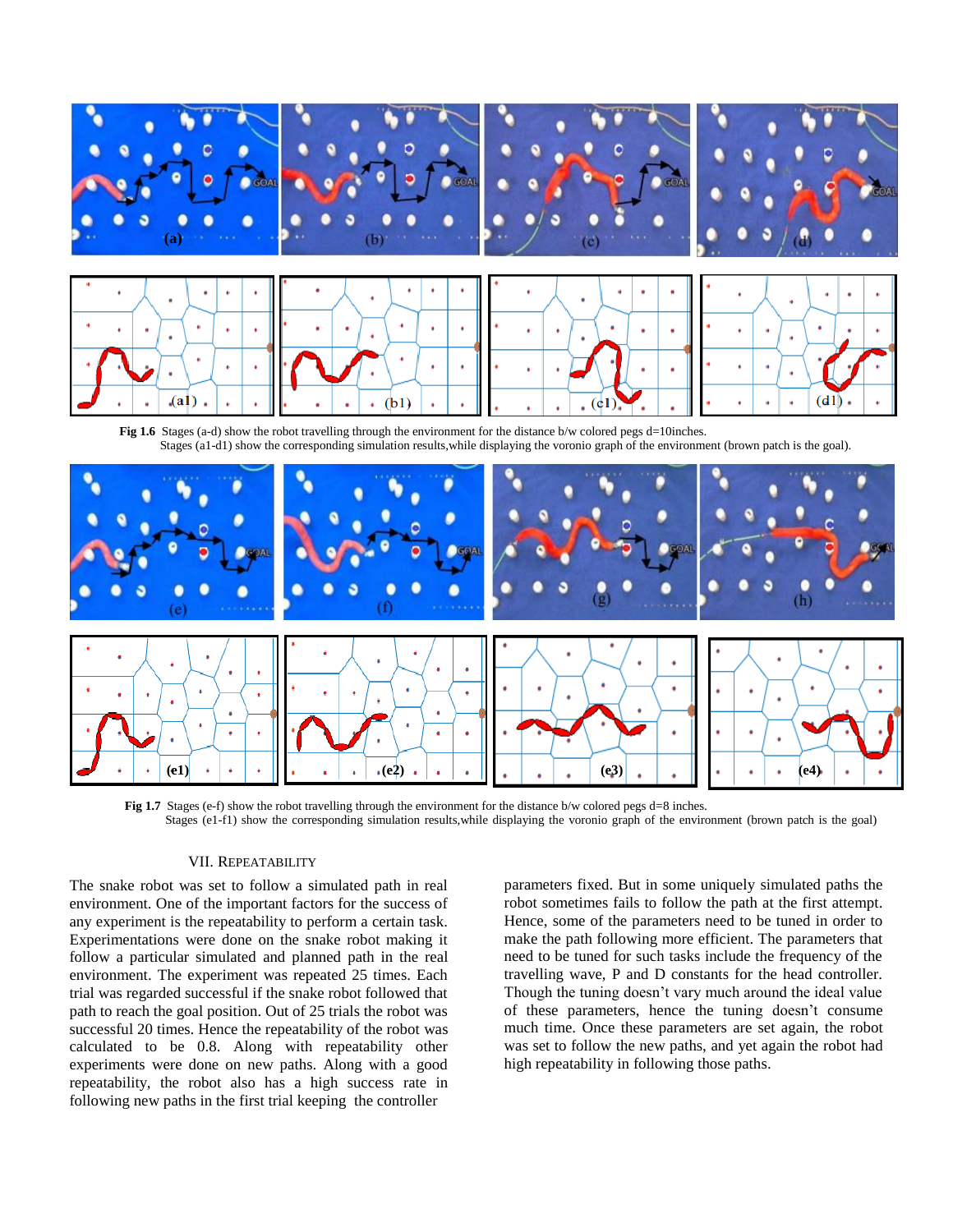**Fig 1.6** Stages (a-d) show the robot travelling through the environment for the distance b/w colored pegs d=10inches.
Stages (a1-d1) show the corresponding simulation results,while displaying the voronio graph of the environment (brown patch is the goal).

**Fig 1.7** Stages (e-f) show the robot travelling through the environment for the distance b/w colored pegs d=8 inches.
Stages (e1-f1) show the corresponding simulation results,while displaying the voronio graph of the environment (brown patch is the goal)

## VII. Repeatability

The snake robot was set to follow a simulated path in real environment. One of the important factors for the success of any experiment is the repeatability to perform a certain task. Experimentations were done on the snake robot making it follow a particular simulated and planned path in the real environment. The experiment was repeated 25 times. Each trial was regarded successful if the snake robot followed that path to reach the goal position. Out of 25 trials the robot was successful 20 times. Hence the repeatability of the robot was calculated to be 0.8. Along with repeatability other experiments were done on new paths. Along with a good repeatability, the robot also has a high success rate in following new paths in the first trial keeping the controller parameters fixed. But in some uniquely simulated paths the robot sometimes fails to follow the path at the first attempt. Hence, some of the parameters need to be tuned in order to make the path following more efficient. The parameters that need to be tuned for such tasks include the frequency of the travelling wave, P and D constants for the head controller. Though the tuning doesn't vary much around the ideal value of these parameters, hence the tuning doesn't consume much time. Once these parameters are set again, the robot was set to follow the new paths, and yet again the robot had high repeatability in following those paths.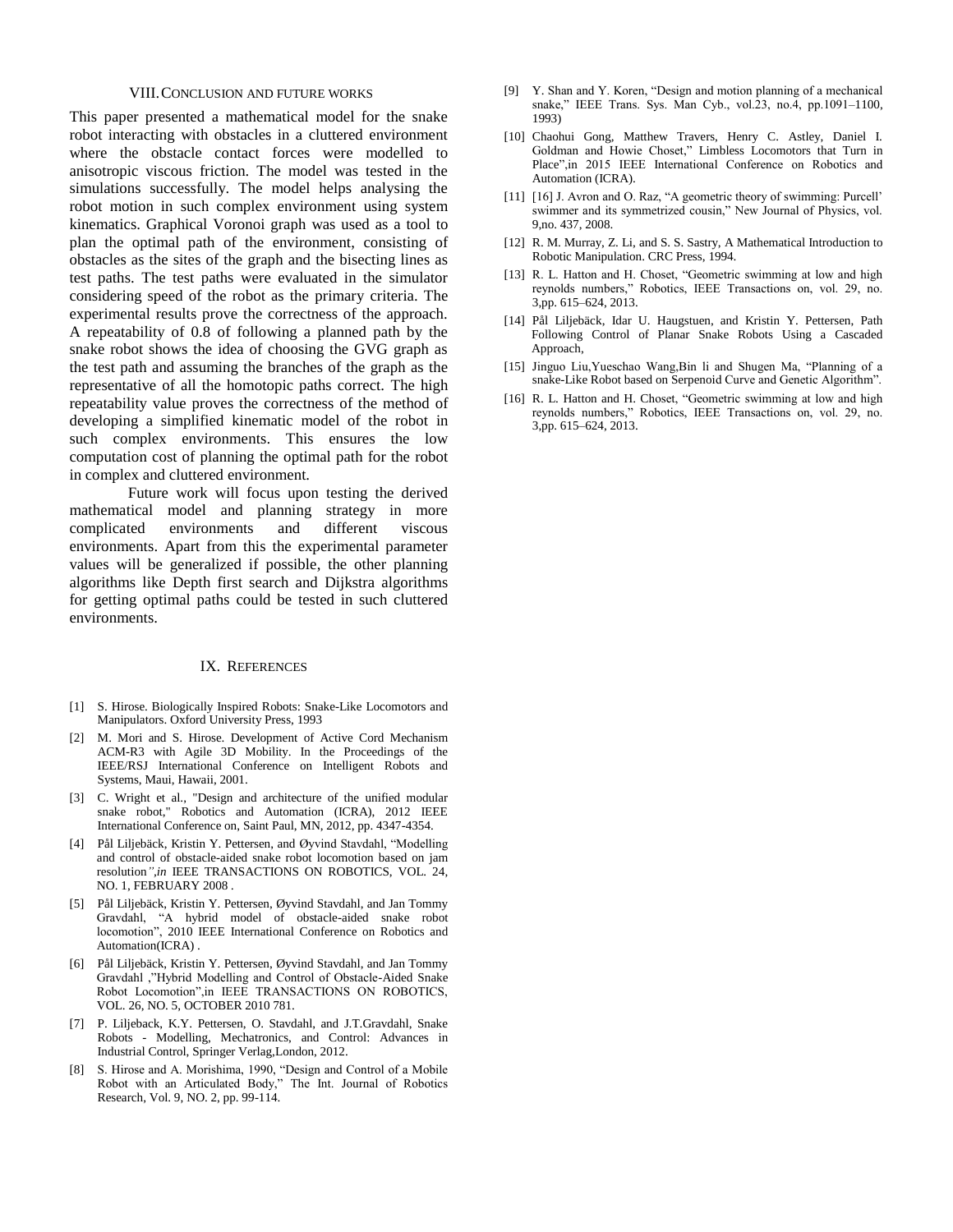## VIII. Conclusion and Future Works

This paper presented a mathematical model for the snake robot interacting with obstacles in a cluttered environment where the obstacle contact forces were modelled to anisotropic viscous friction. The model was tested in the simulations successfully. The model helps analysing the robot motion in such complex environment using system kinematics. Graphical Voronoi graph was used as a tool to plan the optimal path of the environment, consisting of obstacles as the sites of the graph and the bisecting lines as test paths. The test paths were evaluated in the simulator considering speed of the robot as the primary criteria. The experimental results prove the correctness of the approach. A repeatability of 0.8 of following a planned path by the snake robot shows the idea of choosing the GVG graph as the test path and assuming the branches of the graph as the representative of all the homotopic paths correct. The high repeatability value proves the correctness of the method of developing a simplified kinematic model of the robot in such complex environments. This ensures the low computation cost of planning the optimal path for the robot in complex and cluttered environment.

Future work will focus upon testing the derived mathematical model and planning strategy in more complicated environments and different viscous environments. Apart from this the experimental parameter values will be generalized if possible, the other planning algorithms like Depth first search and Dijkstra algorithms for getting optimal paths could be tested in such cluttered environments.

## IX. References

[1] S. Hirose. Biologically Inspired Robots: Snake-Like Locomotors and Manipulators. Oxford University Press, 1993

[2] M. Mori and S. Hirose. Development of Active Cord Mechanism ACM-R3 with Agile 3D Mobility. In the Proceedings of the IEEE/RSJ International Conference on Intelligent Robots and Systems, Maui, Hawaii, 2001.

[3] C. Wright et al., "Design and architecture of the unified modular snake robot," Robotics and Automation (ICRA), 2012 IEEE International Conference on, Saint Paul, MN, 2012, pp. 4347-4354.

[4] Pål Liljebäck, Kristin Y. Pettersen, and Øyvind Stavdahl, "Modelling and control of obstacle-aided snake robot locomotion based on jam resolution",*in* IEEE TRANSACTIONS ON ROBOTICS, VOL. 24, NO. 1, FEBRUARY 2008 .

[5] Pål Liljebäck, Kristin Y. Pettersen, Øyvind Stavdahl, and Jan Tommy Gravdahl, "A hybrid model of obstacle-aided snake robot locomotion", 2010 IEEE International Conference on Robotics and Automation(ICRA) .

[6] Pål Liljebäck, Kristin Y. Pettersen, Øyvind Stavdahl, and Jan Tommy Gravdahl ,"Hybrid Modelling and Control of Obstacle-Aided Snake Robot Locomotion",in IEEE TRANSACTIONS ON ROBOTICS, VOL. 26, NO. 5, OCTOBER 2010 781.

[7] P. Liljeback, K.Y. Pettersen, O. Stavdahl, and J.T.Gravdahl, Snake Robots - Modelling, Mechatronics, and Control: Advances in Industrial Control, Springer Verlag,London, 2012.

[8] S. Hirose and A. Morishima, 1990, "Design and Control of a Mobile Robot with an Articulated Body," The Int. Journal of Robotics Research, Vol. 9, NO. 2, pp. 99-114.

[9] Y. Shan and Y. Koren, "Design and motion planning of a mechanical snake," IEEE Trans. Sys. Man Cyb., vol.23, no.4, pp.1091–1100, 1993)

[10] Chaohui Gong, Matthew Travers, Henry C. Astley, Daniel I. Goldman and Howie Choset," Limbless Locomotors that Turn in Place",in 2015 IEEE International Conference on Robotics and Automation (ICRA).

[11] [16] J. Avron and O. Raz, "A geometric theory of swimming: Purcell' swimmer and its symmetrized cousin," New Journal of Physics, vol. 9,no. 437, 2008.

[12] R. M. Murray, Z. Li, and S. S. Sastry, A Mathematical Introduction to Robotic Manipulation. CRC Press, 1994.

[13] R. L. Hatton and H. Choset, "Geometric swimming at low and high reynolds numbers," Robotics, IEEE Transactions on, vol. 29, no. 3,pp. 615–624, 2013.

[14] Pål Liljebäck, Idar U. Haugstuen, and Kristin Y. Pettersen, Path Following Control of Planar Snake Robots Using a Cascaded Approach,

[15] Jinguo Liu,Yueschao Wang,Bin li and Shugen Ma, "Planning of a snake-Like Robot based on Serpenoid Curve and Genetic Algorithm".

[16] R. L. Hatton and H. Choset, "Geometric swimming at low and high reynolds numbers," Robotics, IEEE Transactions on, vol. 29, no. 3,pp. 615–624, 2013.